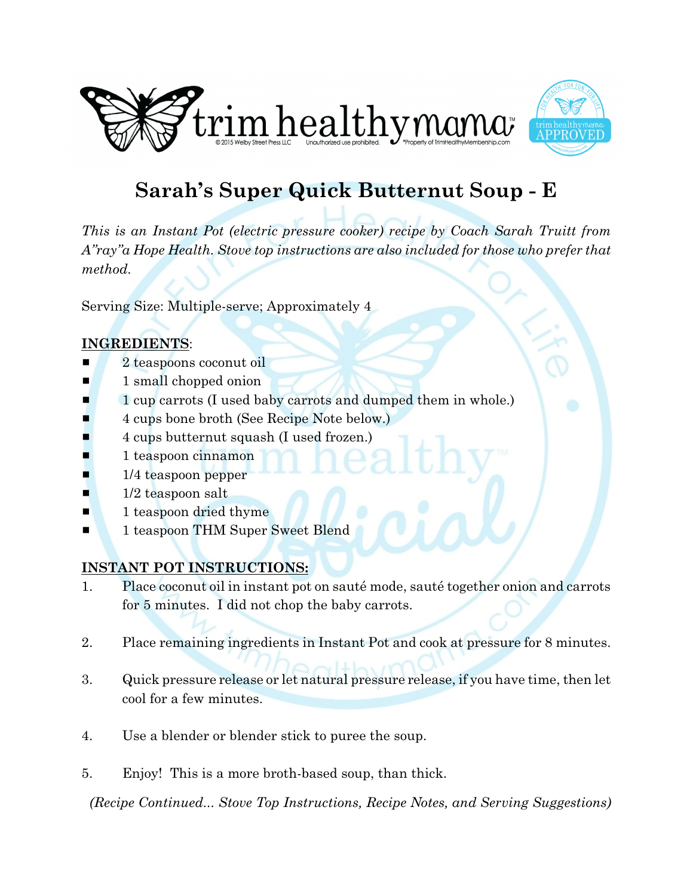# Sarah's Super Quick Butternut Soup - E

*This is an Instant Pot (electric pressure cooker) recipe by Coach Sarah Truitt from A"ray"a Hope Health. Stove top instructions are also included for those who prefer that method.*

Serving Size: Multiple-serve; Approximately 4

## INGREDIENTS:

- 2 teaspoons coconut oil
- 1 small chopped onion
- 1 cup carrots (I used baby carrots and dumped them in whole.)
- 4 cups bone broth (See Recipe Note below.)
- 4 cups butternut squash (I used frozen.)
- 1 teaspoon cinnamon
- 1/4 teaspoon pepper
- 1/2 teaspoon salt
- 1 teaspoon dried thyme
- 1 teaspoon THM Super Sweet Blend

## INSTANT POT INSTRUCTIONS:

1. Place coconut oil in instant pot on sauté mode, sauté together onion and carrots for 5 minutes. I did not chop the baby carrots.

2. Place remaining ingredients in Instant Pot and cook at pressure for 8 minutes.

3. Quick pressure release or let natural pressure release, if you have time, then let cool for a few minutes.

4. Use a blender or blender stick to puree the soup.

5. Enjoy! This is a more broth-based soup, than thick.

*(Recipe Continued... Stove Top Instructions, Recipe Notes, and Serving Suggestions)*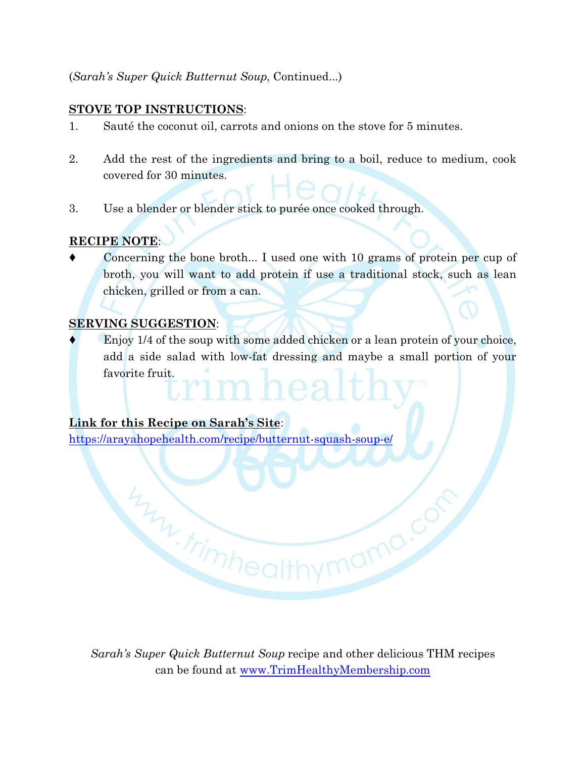(*Sarah's Super Quick Butternut Soup*, Continued...)

**STOVE TOP INSTRUCTIONS**:

1. Sauté the coconut oil, carrots and onions on the stove for 5 minutes.

2. Add the rest of the ingredients and bring to a boil, reduce to medium, cook covered for 30 minutes.

3. Use a blender or blender stick to purée once cooked through.

**RECIPE NOTE**:

♦ Concerning the bone broth... I used one with 10 grams of protein per cup of broth, you will want to add protein if use a traditional stock, such as lean chicken, grilled or from a can.

**SERVING SUGGESTION**:

♦ Enjoy 1/4 of the soup with some added chicken or a lean protein of your choice, add a side salad with low-fat dressing and maybe a small portion of your favorite fruit.

**Link for this Recipe on Sarah's Site**:
https://arayahopehealth.com/recipe/butternut-squash-soup-e/

*Sarah's Super Quick Butternut Soup* recipe and other delicious THM recipes can be found at www.TrimHealthyMembership.com